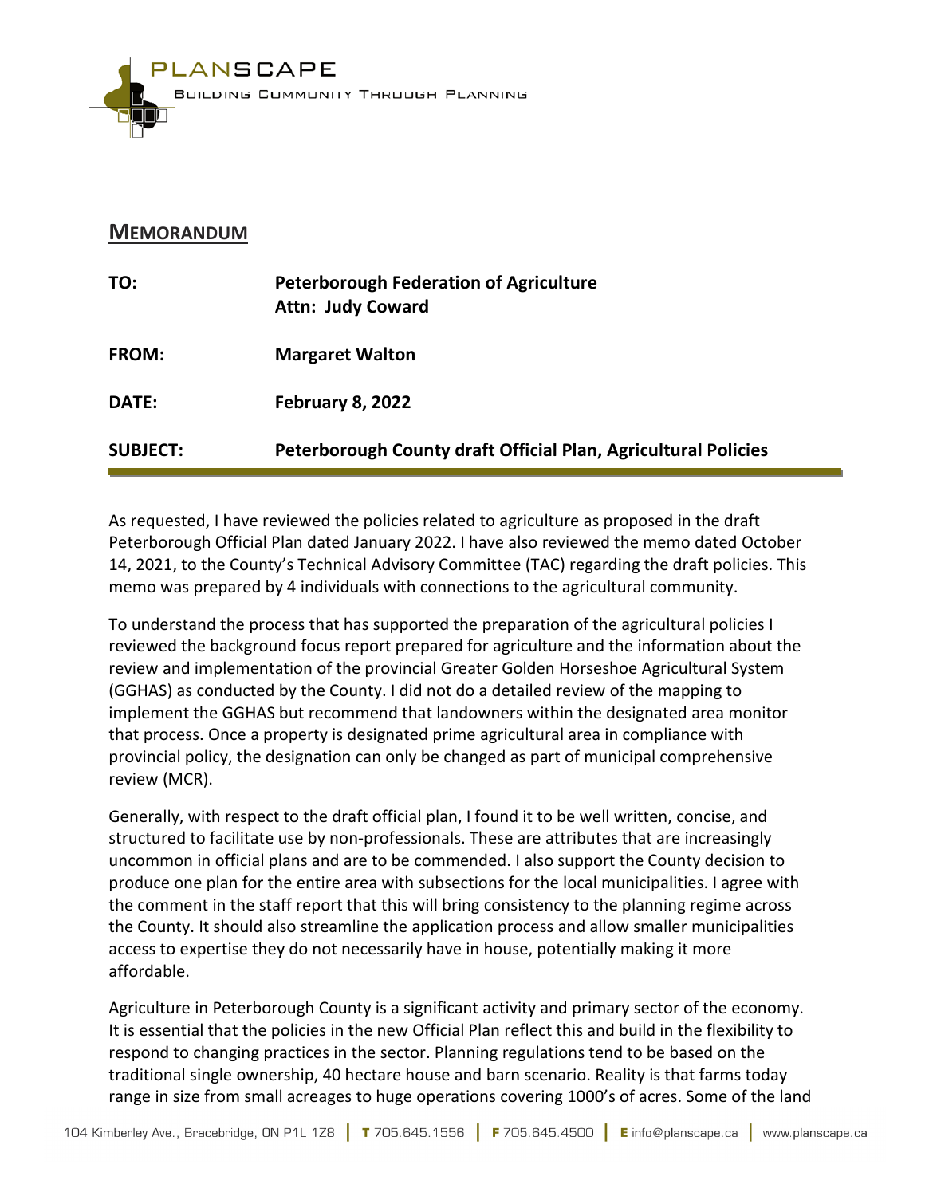PLANSCAPE

BUILDING COMMUNITY THROUGH PLANNING

## MEMORANDUM

| | |
|---|---|
| **TO:** | **Peterborough Federation of Agriculture**<br>**Attn: Judy Coward** |
| **FROM:** | **Margaret Walton** |
| **DATE:** | **February 8, 2022** |
| **SUBJECT:** | **Peterborough County draft Official Plan, Agricultural Policies** |

As requested, I have reviewed the policies related to agriculture as proposed in the draft Peterborough Official Plan dated January 2022. I have also reviewed the memo dated October 14, 2021, to the County's Technical Advisory Committee (TAC) regarding the draft policies. This memo was prepared by 4 individuals with connections to the agricultural community.

To understand the process that has supported the preparation of the agricultural policies I reviewed the background focus report prepared for agriculture and the information about the review and implementation of the provincial Greater Golden Horseshoe Agricultural System (GGHAS) as conducted by the County. I did not do a detailed review of the mapping to implement the GGHAS but recommend that landowners within the designated area monitor that process. Once a property is designated prime agricultural area in compliance with provincial policy, the designation can only be changed as part of municipal comprehensive review (MCR).

Generally, with respect to the draft official plan, I found it to be well written, concise, and structured to facilitate use by non-professionals. These are attributes that are increasingly uncommon in official plans and are to be commended. I also support the County decision to produce one plan for the entire area with subsections for the local municipalities. I agree with the comment in the staff report that this will bring consistency to the planning regime across the County. It should also streamline the application process and allow smaller municipalities access to expertise they do not necessarily have in house, potentially making it more affordable.

Agriculture in Peterborough County is a significant activity and primary sector of the economy. It is essential that the policies in the new Official Plan reflect this and build in the flexibility to respond to changing practices in the sector. Planning regulations tend to be based on the traditional single ownership, 40 hectare house and barn scenario. Reality is that farms today range in size from small acreages to huge operations covering 1000's of acres. Some of the land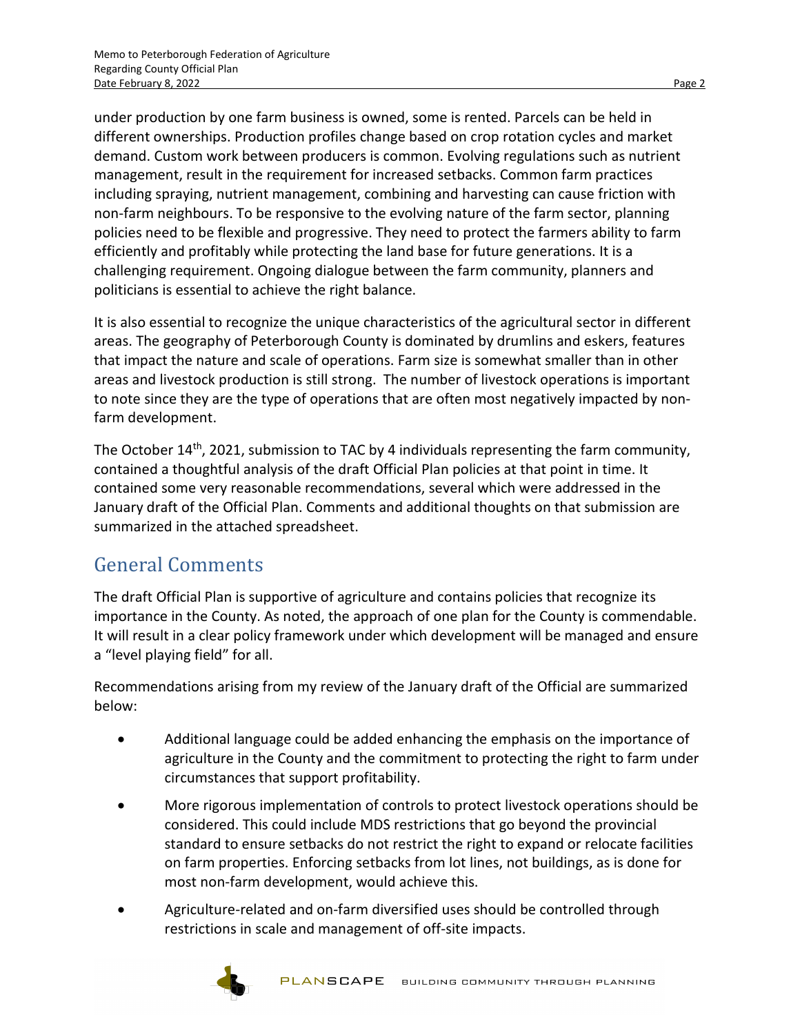under production by one farm business is owned, some is rented. Parcels can be held in different ownerships. Production profiles change based on crop rotation cycles and market demand. Custom work between producers is common. Evolving regulations such as nutrient management, result in the requirement for increased setbacks. Common farm practices including spraying, nutrient management, combining and harvesting can cause friction with non-farm neighbours. To be responsive to the evolving nature of the farm sector, planning policies need to be flexible and progressive. They need to protect the farmers ability to farm efficiently and profitably while protecting the land base for future generations. It is a challenging requirement. Ongoing dialogue between the farm community, planners and politicians is essential to achieve the right balance.

It is also essential to recognize the unique characteristics of the agricultural sector in different areas. The geography of Peterborough County is dominated by drumlins and eskers, features that impact the nature and scale of operations. Farm size is somewhat smaller than in other areas and livestock production is still strong. The number of livestock operations is important to note since they are the type of operations that are often most negatively impacted by non-farm development.

The October 14th, 2021, submission to TAC by 4 individuals representing the farm community, contained a thoughtful analysis of the draft Official Plan policies at that point in time. It contained some very reasonable recommendations, several which were addressed in the January draft of the Official Plan. Comments and additional thoughts on that submission are summarized in the attached spreadsheet.

## General Comments

The draft Official Plan is supportive of agriculture and contains policies that recognize its importance in the County. As noted, the approach of one plan for the County is commendable. It will result in a clear policy framework under which development will be managed and ensure a "level playing field" for all.

Recommendations arising from my review of the January draft of the Official are summarized below:

- Additional language could be added enhancing the emphasis on the importance of agriculture in the County and the commitment to protecting the right to farm under circumstances that support profitability.
- More rigorous implementation of controls to protect livestock operations should be considered. This could include MDS restrictions that go beyond the provincial standard to ensure setbacks do not restrict the right to expand or relocate facilities on farm properties. Enforcing setbacks from lot lines, not buildings, as is done for most non-farm development, would achieve this.
- Agriculture-related and on-farm diversified uses should be controlled through restrictions in scale and management of off-site impacts.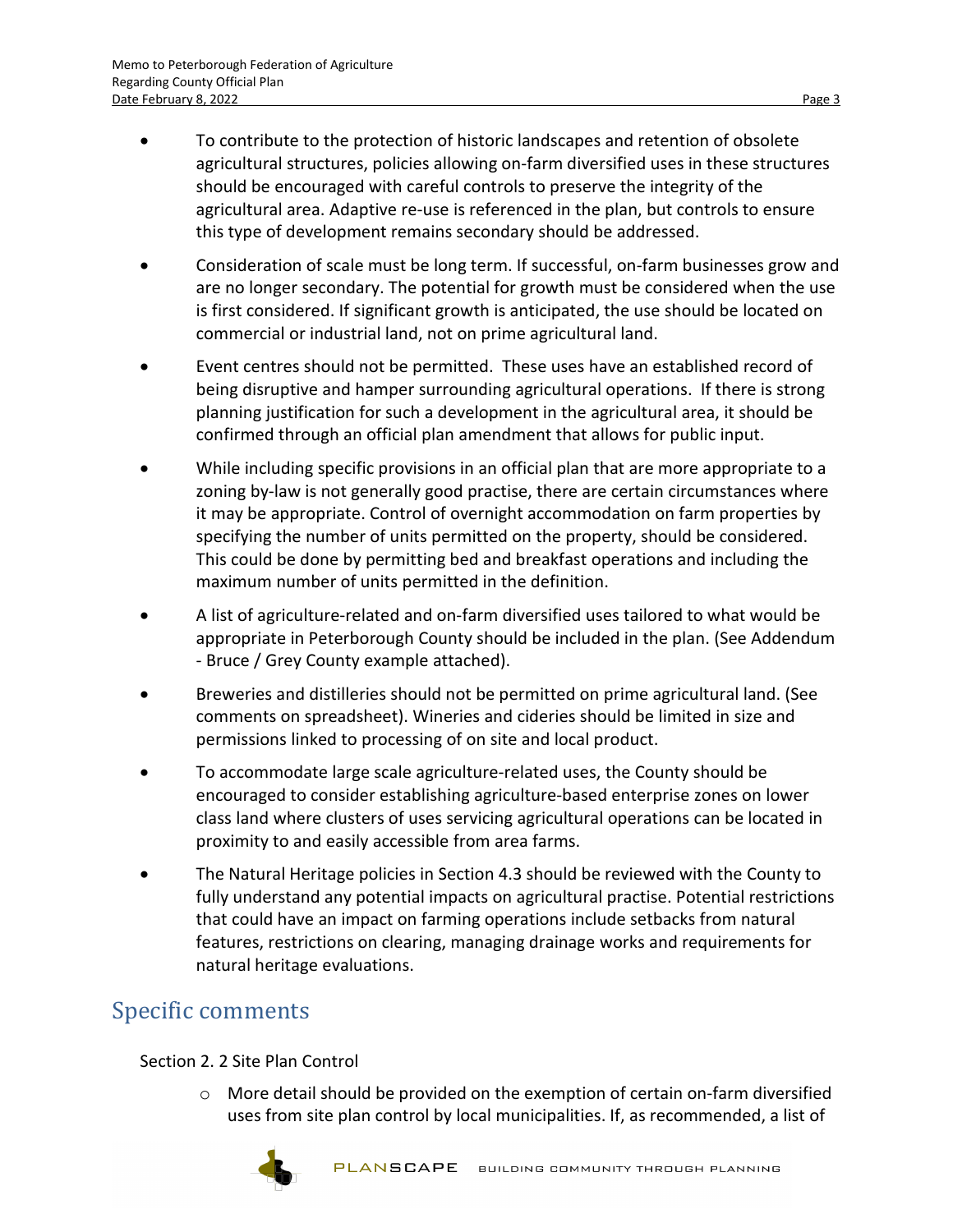- To contribute to the protection of historic landscapes and retention of obsolete agricultural structures, policies allowing on-farm diversified uses in these structures should be encouraged with careful controls to preserve the integrity of the agricultural area. Adaptive re-use is referenced in the plan, but controls to ensure this type of development remains secondary should be addressed.
- Consideration of scale must be long term. If successful, on-farm businesses grow and are no longer secondary. The potential for growth must be considered when the use is first considered. If significant growth is anticipated, the use should be located on commercial or industrial land, not on prime agricultural land.
- Event centres should not be permitted. These uses have an established record of being disruptive and hamper surrounding agricultural operations. If there is strong planning justification for such a development in the agricultural area, it should be confirmed through an official plan amendment that allows for public input.
- While including specific provisions in an official plan that are more appropriate to a zoning by-law is not generally good practise, there are certain circumstances where it may be appropriate. Control of overnight accommodation on farm properties by specifying the number of units permitted on the property, should be considered. This could be done by permitting bed and breakfast operations and including the maximum number of units permitted in the definition.
- A list of agriculture-related and on-farm diversified uses tailored to what would be appropriate in Peterborough County should be included in the plan. (See Addendum - Bruce / Grey County example attached).
- Breweries and distilleries should not be permitted on prime agricultural land. (See comments on spreadsheet). Wineries and cideries should be limited in size and permissions linked to processing of on site and local product.
- To accommodate large scale agriculture-related uses, the County should be encouraged to consider establishing agriculture-based enterprise zones on lower class land where clusters of uses servicing agricultural operations can be located in proximity to and easily accessible from area farms.
- The Natural Heritage policies in Section 4.3 should be reviewed with the County to fully understand any potential impacts on agricultural practise. Potential restrictions that could have an impact on farming operations include setbacks from natural features, restrictions on clearing, managing drainage works and requirements for natural heritage evaluations.

## Specific comments

Section 2. 2 Site Plan Control

- More detail should be provided on the exemption of certain on-farm diversified uses from site plan control by local municipalities. If, as recommended, a list of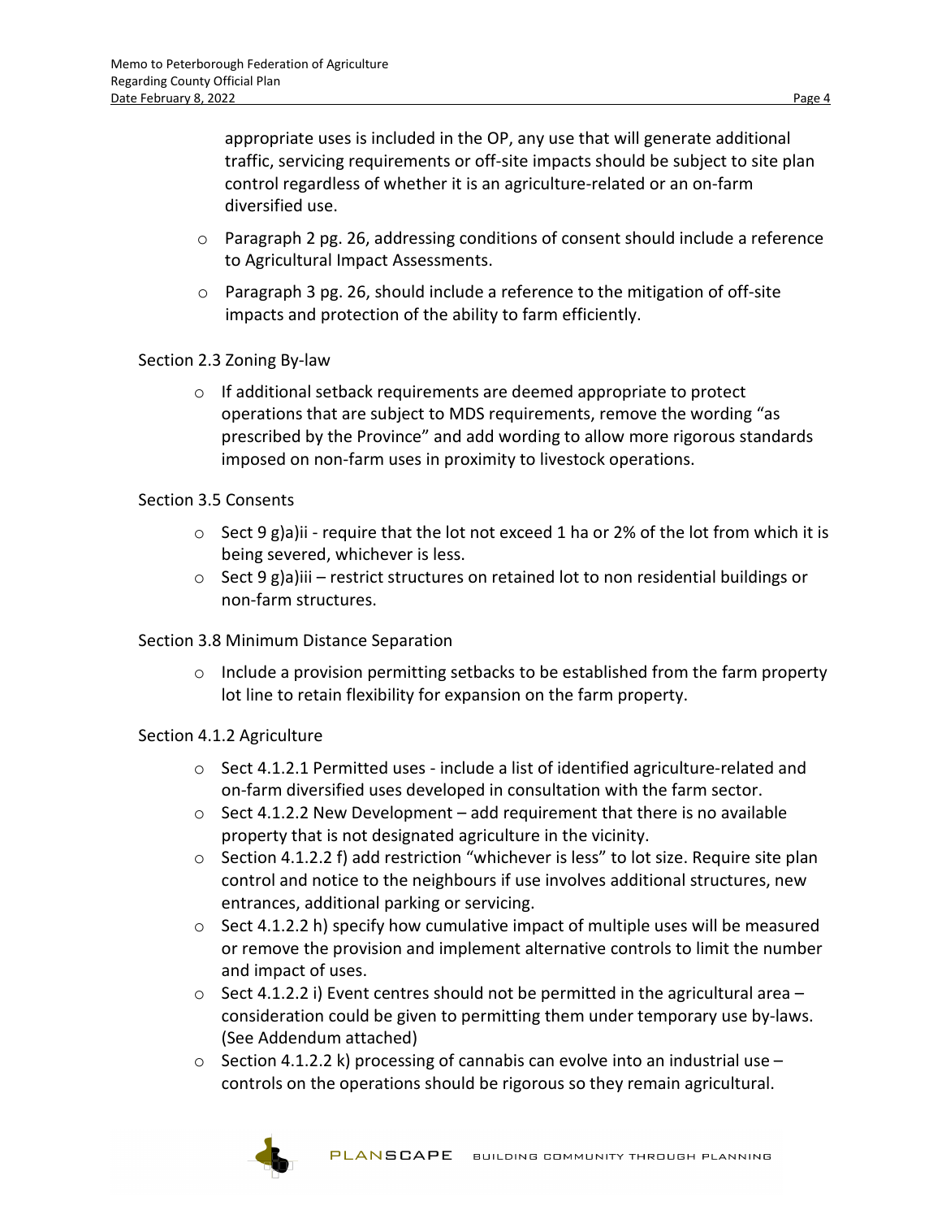appropriate uses is included in the OP, any use that will generate additional traffic, servicing requirements or off-site impacts should be subject to site plan control regardless of whether it is an agriculture-related or an on-farm diversified use.

- Paragraph 2 pg. 26, addressing conditions of consent should include a reference to Agricultural Impact Assessments.
- Paragraph 3 pg. 26, should include a reference to the mitigation of off-site impacts and protection of the ability to farm efficiently.

Section 2.3 Zoning By-law

- If additional setback requirements are deemed appropriate to protect operations that are subject to MDS requirements, remove the wording "as prescribed by the Province" and add wording to allow more rigorous standards imposed on non-farm uses in proximity to livestock operations.

Section 3.5 Consents

- Sect 9 g)a)ii - require that the lot not exceed 1 ha or 2% of the lot from which it is being severed, whichever is less.
- Sect 9 g)a)iii – restrict structures on retained lot to non residential buildings or non-farm structures.

Section 3.8 Minimum Distance Separation

- Include a provision permitting setbacks to be established from the farm property lot line to retain flexibility for expansion on the farm property.

Section 4.1.2 Agriculture

- Sect 4.1.2.1 Permitted uses - include a list of identified agriculture-related and on-farm diversified uses developed in consultation with the farm sector.
- Sect 4.1.2.2 New Development – add requirement that there is no available property that is not designated agriculture in the vicinity.
- Section 4.1.2.2 f) add restriction "whichever is less" to lot size. Require site plan control and notice to the neighbours if use involves additional structures, new entrances, additional parking or servicing.
- Sect 4.1.2.2 h) specify how cumulative impact of multiple uses will be measured or remove the provision and implement alternative controls to limit the number and impact of uses.
- Sect 4.1.2.2 i) Event centres should not be permitted in the agricultural area – consideration could be given to permitting them under temporary use by-laws. (See Addendum attached)
- Section 4.1.2.2 k) processing of cannabis can evolve into an industrial use – controls on the operations should be rigorous so they remain agricultural.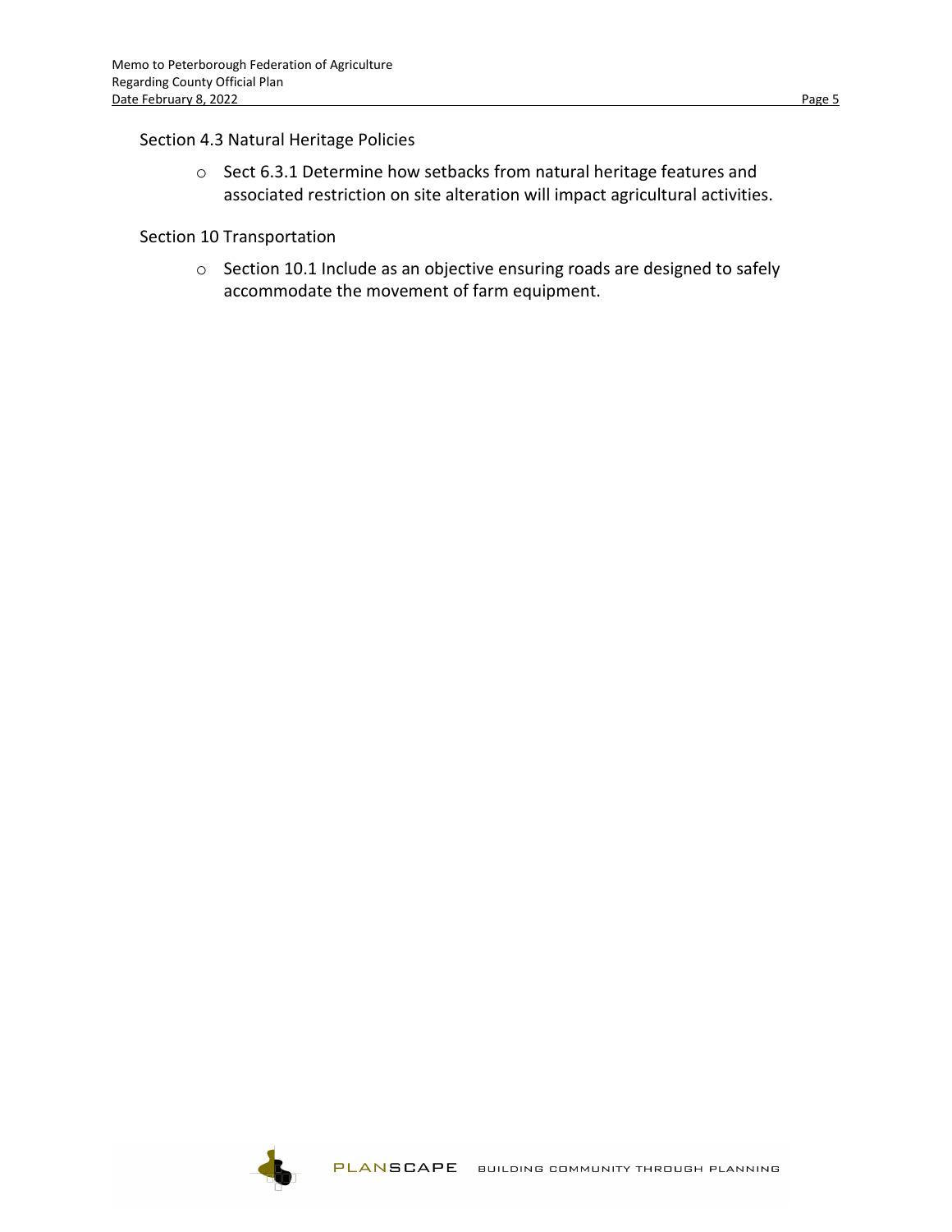Section 4.3 Natural Heritage Policies

- Sect 6.3.1 Determine how setbacks from natural heritage features and associated restriction on site alteration will impact agricultural activities.

Section 10 Transportation

- Section 10.1 Include as an objective ensuring roads are designed to safely accommodate the movement of farm equipment.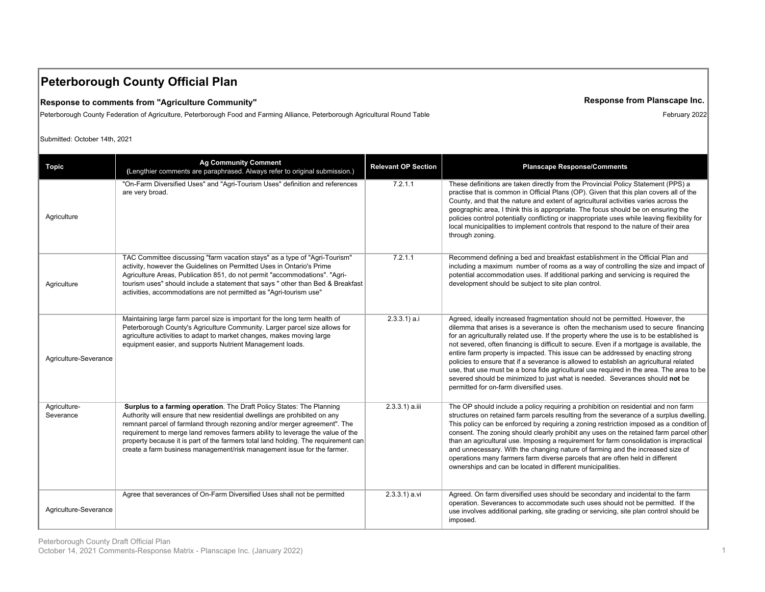# Peterborough County Official Plan

**Response to comments from "Agriculture Community"**

**Response from Planscape Inc.**

Peterborough County Federation of Agriculture, Peterborough Food and Farming Alliance, Peterborough Agricultural Round Table

February 2022

Submitted: October 14th, 2021

| Topic | Ag Community Comment (Lengthier comments are paraphrased. Always refer to original submission.) | Relevant OP Section | Planscape Response/Comments |
|---|---|---|---|
| Agriculture | "On-Farm Diversified Uses" and "Agri-Tourism Uses" definition and references are very broad. | 7.2.1.1 | These definitions are taken directly from the Provincial Policy Statement (PPS) a practise that is common in Official Plans (OP). Given that this plan covers all of the County, and that the nature and extent of agricultural activities varies across the geographic area, I think this is appropriate. The focus should be on ensuring the policies control potentially conflicting or inappropriate uses while leaving flexibility for local municipalities to implement controls that respond to the nature of their area through zoning. |
| Agriculture | TAC Committee discussing "farm vacation stays" as a type of "Agri-Tourism" activity, however the Guidelines on Permitted Uses in Ontario's Prime Agriculture Areas, Publication 851, do not permit "accommodations". "Agri-tourism uses" should include a statement that says " other than Bed & Breakfast activities, accommodations are not permitted as "Agri-tourism use" | 7.2.1.1 | Recommend defining a bed and breakfast establishment in the Official Plan and including a maximum number of rooms as a way of controlling the size and impact of potential accommodation uses. If additional parking and servicing is required the development should be subject to site plan control. |
| Agriculture-Severance | Maintaining large farm parcel size is important for the long term health of Peterborough County's Agriculture Community. Larger parcel size allows for agriculture activities to adapt to market changes, makes moving large equipment easier, and supports Nutrient Management loads. | 2.3.3.1) a.i | Agreed, ideally increased fragmentation should not be permitted. However, the dilemma that arises is a severance is often the mechanism used to secure financing for an agriculturally related use. If the property where the use is to be established is not severed, often financing is difficult to secure. Even if a mortgage is available, the entire farm property is impacted. This issue can be addressed by enacting strong policies to ensure that if a severance is allowed to establish an agricultural related use, that use must be a bona fide agricultural use required in the area. The area to be severed should be minimized to just what is needed. Severances should **not** be permitted for on-farm diversified uses. |
| Agriculture-Severance | **Surplus to a farming operation**. The Draft Policy States: The Planning Authority will ensure that new residential dwellings are prohibited on any remnant parcel of farmland through rezoning and/or merger agreement". The requirement to merge land removes farmers ability to leverage the value of the property because it is part of the farmers total land holding. The requirement can create a farm business management/risk management issue for the farmer. | 2.3.3.1) a.iii | The OP should include a policy requiring a prohibition on residential and non farm structures on retained farm parcels resulting from the severance of a surplus dwelling. This policy can be enforced by requiring a zoning restriction imposed as a condition of consent. The zoning should clearly prohibit any uses on the retained farm parcel other than an agricultural use. Imposing a requirement for farm consolidation is impractical and unnecessary. With the changing nature of farming and the increased size of operations many farmers farm diverse parcels that are often held in different ownerships and can be located in different municipalities. |
| Agriculture-Severance | Agree that severances of On-Farm Diversified Uses shall not be permitted | 2.3.3.1) a.vi | Agreed. On farm diversified uses should be secondary and incidental to the farm operation. Severances to accommodate such uses should not be permitted. If the use involves additional parking, site grading or servicing, site plan control should be imposed. |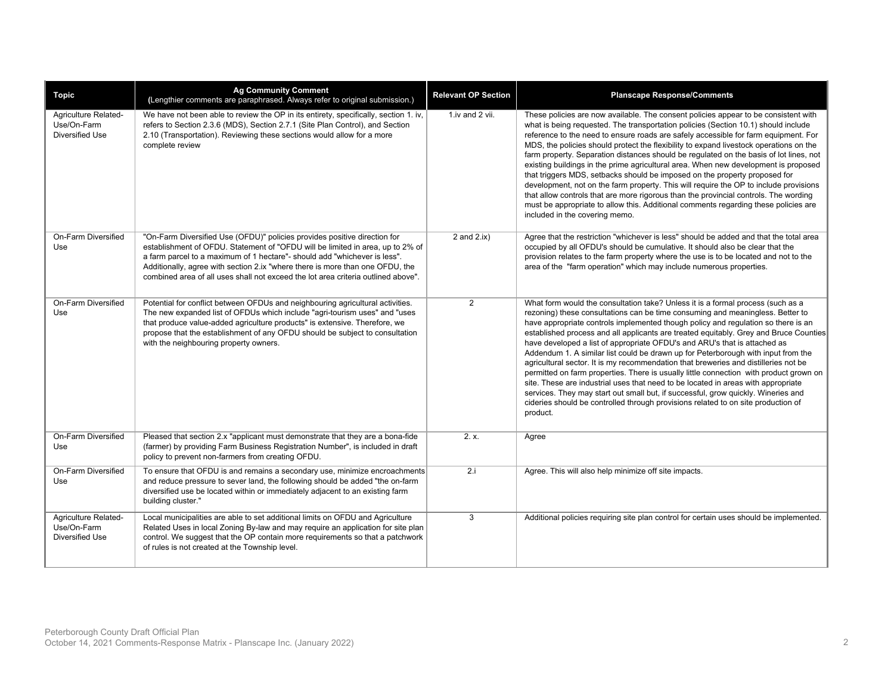| Topic | Ag Community Comment (Lengthier comments are paraphrased. Always refer to original submission.) | Relevant OP Section | Planscape Response/Comments |
| --- | --- | --- | --- |
| Agriculture Related-Use/On-Farm Diversified Use | We have not been able to review the OP in its entirety, specifically, section 1. iv, refers to Section 2.3.6 (MDS), Section 2.7.1 (Site Plan Control), and Section 2.10 (Transportation). Reviewing these sections would allow for a more complete review | 1.iv and 2 vii. | These policies are now available. The consent policies appear to be consistent with what is being requested. The transportation policies (Section 10.1) should include reference to the need to ensure roads are safely accessible for farm equipment. For MDS, the policies should protect the flexibility to expand livestock operations on the farm property. Separation distances should be regulated on the basis of lot lines, not existing buildings in the prime agricultural area. When new development is proposed that triggers MDS, setbacks should be imposed on the property proposed for development, not on the farm property. This will require the OP to include provisions that allow controls that are more rigorous than the provincial controls. The wording must be appropriate to allow this. Additional comments regarding these policies are included in the covering memo. |
| On-Farm Diversified Use | "On-Farm Diversified Use (OFDU)" policies provides positive direction for establishment of OFDU. Statement of "OFDU will be limited in area, up to 2% of a farm parcel to a maximum of 1 hectare"- should add "whichever is less". Additionally, agree with section 2.ix "where there is more than one OFDU, the combined area of all uses shall not exceed the lot area criteria outlined above". | 2 and 2.ix) | Agree that the restriction "whichever is less" should be added and that the total area occupied by all OFDU's should be cumulative. It should also be clear that the provision relates to the farm property where the use is to be located and not to the area of the "farm operation" which may include numerous properties. |
| On-Farm Diversified Use | Potential for conflict between OFDUs and neighbouring agricultural activities. The new expanded list of OFDUs which include "agri-tourism uses" and "uses that produce value-added agriculture products" is extensive. Therefore, we propose that the establishment of any OFDU should be subject to consultation with the neighbouring property owners. | 2 | What form would the consultation take? Unless it is a formal process (such as a rezoning) these consultations can be time consuming and meaningless. Better to have appropriate controls implemented though policy and regulation so there is an established process and all applicants are treated equitably. Grey and Bruce Counties have developed a list of appropriate OFDU's and ARU's that is attached as Addendum 1. A similar list could be drawn up for Peterborough with input from the agricultural sector. It is my recommendation that breweries and distilleries not be permitted on farm properties. There is usually little connection with product grown on site. These are industrial uses that need to be located in areas with appropriate services. They may start out small but, if successful, grow quickly. Wineries and cideries should be controlled through provisions related to on site production of product. |
| On-Farm Diversified Use | Pleased that section 2.x "applicant must demonstrate that they are a bona-fide (farmer) by providing Farm Business Registration Number", is included in draft policy to prevent non-farmers from creating OFDU. | 2. x. | Agree |
| On-Farm Diversified Use | To ensure that OFDU is and remains a secondary use, minimize encroachments and reduce pressure to sever land, the following should be added "the on-farm diversified use be located within or immediately adjacent to an existing farm building cluster." | 2.i | Agree. This will also help minimize off site impacts. |
| Agriculture Related-Use/On-Farm Diversified Use | Local municipalities are able to set additional limits on OFDU and Agriculture Related Uses in local Zoning By-law and may require an application for site plan control. We suggest that the OP contain more requirements so that a patchwork of rules is not created at the Township level. | 3 | Additional policies requiring site plan control for certain uses should be implemented. |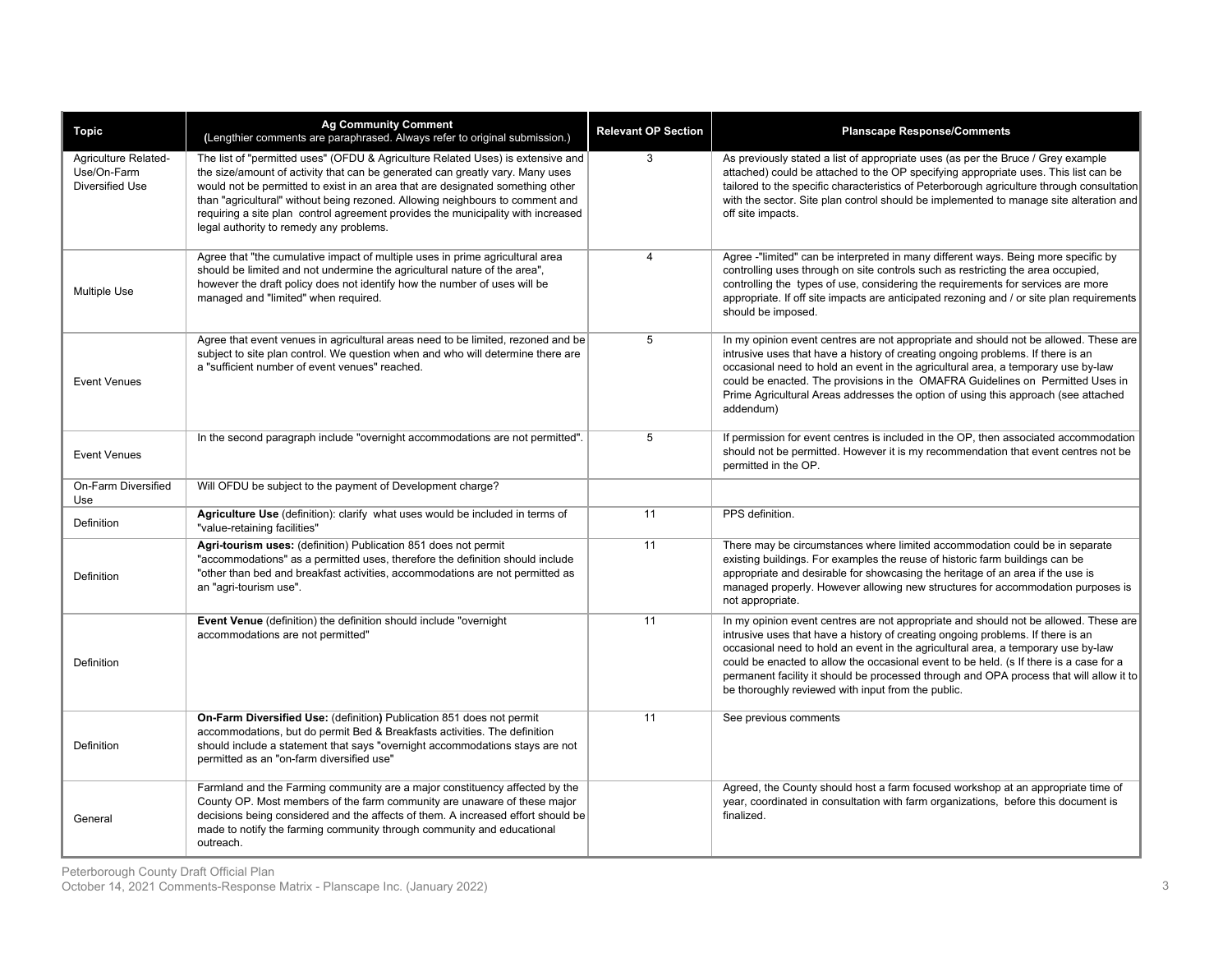| Topic | Ag Community Comment (Lengthier comments are paraphrased. Always refer to original submission.) | Relevant OP Section | Planscape Response/Comments |
| --- | --- | --- | --- |
| Agriculture Related-Use/On-Farm Diversified Use | The list of "permitted uses" (OFDU & Agriculture Related Uses) is extensive and the size/amount of activity that can be generated can greatly vary. Many uses would not be permitted to exist in an area that are designated something other than "agricultural" without being rezoned. Allowing neighbours to comment and requiring a site plan control agreement provides the municipality with increased legal authority to remedy any problems. | 3 | As previously stated a list of appropriate uses (as per the Bruce / Grey example attached) could be attached to the OP specifying appropriate uses. This list can be tailored to the specific characteristics of Peterborough agriculture through consultation with the sector. Site plan control should be implemented to manage site alteration and off site impacts. |
| Multiple Use | Agree that "the cumulative impact of multiple uses in prime agricultural area should be limited and not undermine the agricultural nature of the area", however the draft policy does not identify how the number of uses will be managed and "limited" when required. | 4 | Agree -"limited" can be interpreted in many different ways. Being more specific by controlling uses through on site controls such as restricting the area occupied, controlling the types of use, considering the requirements for services are more appropriate. If off site impacts are anticipated rezoning and / or site plan requirements should be imposed. |
| Event Venues | Agree that event venues in agricultural areas need to be limited, rezoned and be subject to site plan control. We question when and who will determine there are a "sufficient number of event venues" reached. | 5 | In my opinion event centres are not appropriate and should not be allowed. These are intrusive uses that have a history of creating ongoing problems. If there is an occasional need to hold an event in the agricultural area, a temporary use by-law could be enacted. The provisions in the OMAFRA Guidelines on Permitted Uses in Prime Agricultural Areas addresses the option of using this approach (see attached addendum) |
| Event Venues | In the second paragraph include "overnight accommodations are not permitted". | 5 | If permission for event centres is included in the OP, then associated accommodation should not be permitted. However it is my recommendation that event centres not be permitted in the OP. |
| On-Farm Diversified Use | Will OFDU be subject to the payment of Development charge? | | |
| Definition | **Agriculture Use** (definition): clarify what uses would be included in terms of "value-retaining facilities" | 11 | PPS definition. |
| Definition | **Agri-tourism uses:** (definition) Publication 851 does not permit "accommodations" as a permitted uses, therefore the definition should include "other than bed and breakfast activities, accommodations are not permitted as an "agri-tourism use". | 11 | There may be circumstances where limited accommodation could be in separate existing buildings. For examples the reuse of historic farm buildings can be appropriate and desirable for showcasing the heritage of an area if the use is managed properly. However allowing new structures for accommodation purposes is not appropriate. |
| Definition | **Event Venue** (definition) the definition should include "overnight accommodations are not permitted" | 11 | In my opinion event centres are not appropriate and should not be allowed. These are intrusive uses that have a history of creating ongoing problems. If there is an occasional need to hold an event in the agricultural area, a temporary use by-law could be enacted to allow the occasional event to be held. (s If there is a case for a permanent facility it should be processed through and OPA process that will allow it to be thoroughly reviewed with input from the public. |
| Definition | **On-Farm Diversified Use:** (definition) Publication 851 does not permit accommodations, but do permit Bed & Breakfasts activities. The definition should include a statement that says "overnight accommodations stays are not permitted as an "on-farm diversified use" | 11 | See previous comments |
| General | Farmland and the Farming community are a major constituency affected by the County OP. Most members of the farm community are unaware of these major decisions being considered and the affects of them. A increased effort should be made to notify the farming community through community and educational outreach. | | Agreed, the County should host a farm focused workshop at an appropriate time of year, coordinated in consultation with farm organizations, before this document is finalized. |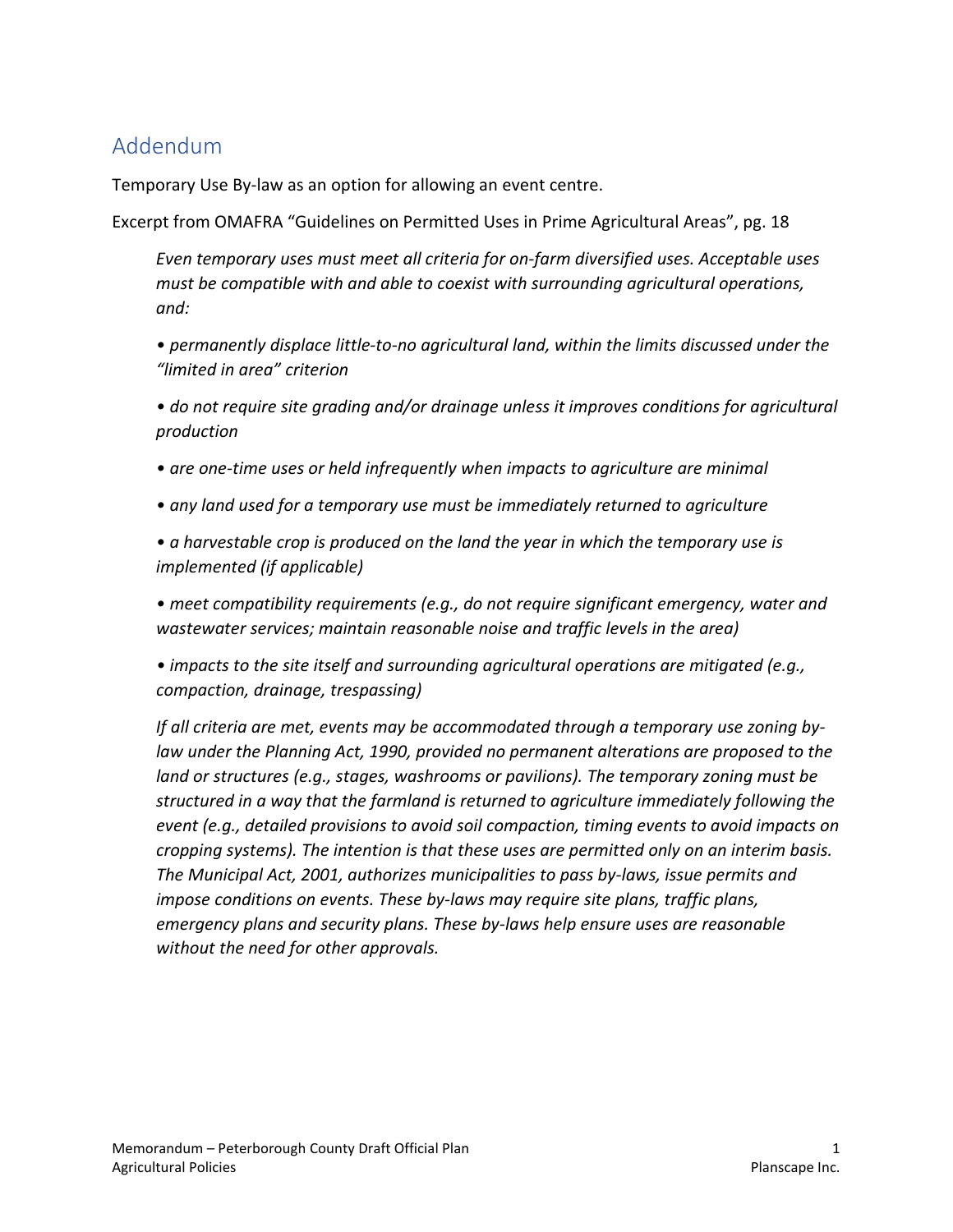## Addendum

Temporary Use By-law as an option for allowing an event centre.

Excerpt from OMAFRA "Guidelines on Permitted Uses in Prime Agricultural Areas", pg. 18

> *Even temporary uses must meet all criteria for on-farm diversified uses. Acceptable uses must be compatible with and able to coexist with surrounding agricultural operations, and:*
>
> - *permanently displace little-to-no agricultural land, within the limits discussed under the "limited in area" criterion*
> - *do not require site grading and/or drainage unless it improves conditions for agricultural production*
> - *are one-time uses or held infrequently when impacts to agriculture are minimal*
> - *any land used for a temporary use must be immediately returned to agriculture*
> - *a harvestable crop is produced on the land the year in which the temporary use is implemented (if applicable)*
> - *meet compatibility requirements (e.g., do not require significant emergency, water and wastewater services; maintain reasonable noise and traffic levels in the area)*
> - *impacts to the site itself and surrounding agricultural operations are mitigated (e.g., compaction, drainage, trespassing)*
>
> *If all criteria are met, events may be accommodated through a temporary use zoning by-law under the Planning Act, 1990, provided no permanent alterations are proposed to the land or structures (e.g., stages, washrooms or pavilions). The temporary zoning must be structured in a way that the farmland is returned to agriculture immediately following the event (e.g., detailed provisions to avoid soil compaction, timing events to avoid impacts on cropping systems). The intention is that these uses are permitted only on an interim basis. The Municipal Act, 2001, authorizes municipalities to pass by-laws, issue permits and impose conditions on events. These by-laws may require site plans, traffic plans, emergency plans and security plans. These by-laws help ensure uses are reasonable without the need for other approvals.*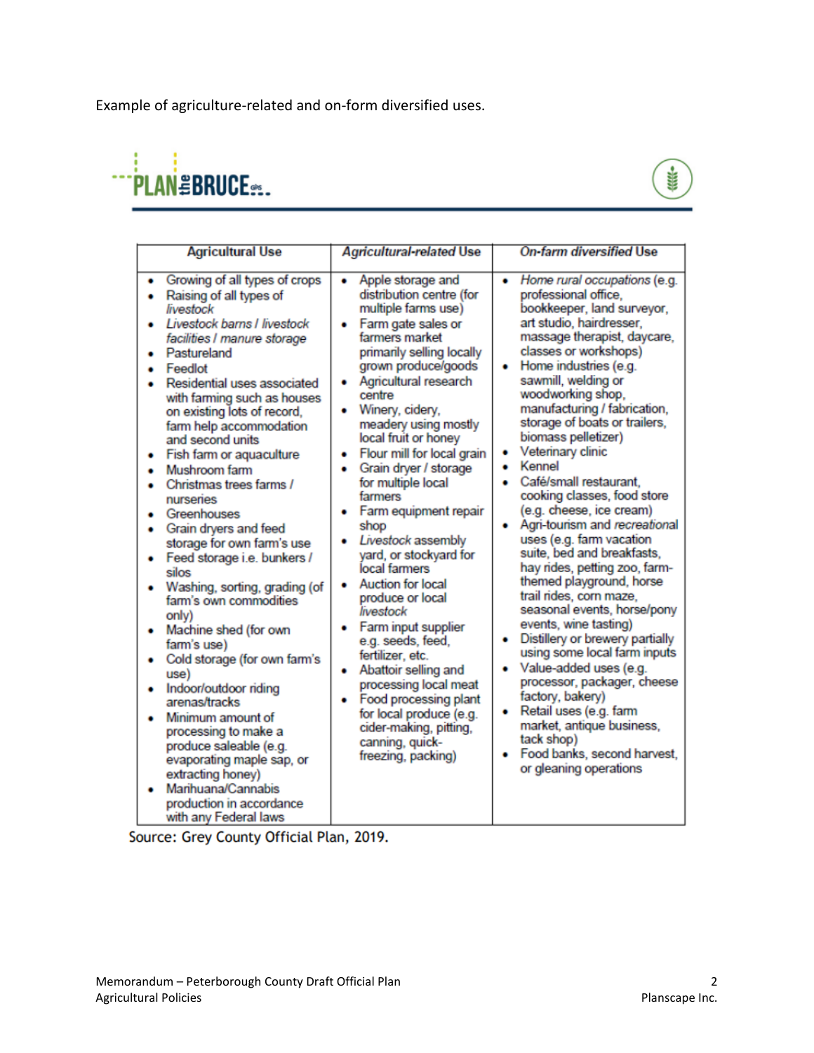Example of agriculture-related and on-form diversified uses.

PLAN the BRUCE

| Agricultural Use | *Agricultural-related* Use | *On-farm diversified* Use |
|---|---|---|
| • Growing of all types of crops<br>• Raising of all types of *livestock*<br>• *Livestock barns / livestock facilities / manure storage*<br>• Pastureland<br>• Feedlot<br>• Residential uses associated with farming such as houses on existing lots of record, farm help accommodation and second units<br>• Fish farm or aquaculture<br>• Mushroom farm<br>• Christmas trees farms / nurseries<br>• Greenhouses<br>• Grain dryers and feed storage for own farm's use<br>• Feed storage i.e. bunkers / silos<br>• Washing, sorting, grading (of farm's own commodities only)<br>• Machine shed (for own farm's use)<br>• Cold storage (for own farm's use)<br>• Indoor/outdoor riding arenas/tracks<br>• Minimum amount of processing to make a produce saleable (e.g. evaporating maple sap, or extracting honey)<br>• Marihuana/Cannabis production in accordance with any Federal laws | • Apple storage and distribution centre (for multiple farms use)<br>• Farm gate sales or farmers market primarily selling locally grown produce/goods<br>• Agricultural research centre<br>• Winery, cidery, meadery using mostly local fruit or honey<br>• Flour mill for local grain<br>• Grain dryer / storage for multiple local farmers<br>• Farm equipment repair shop<br>• *Livestock* assembly yard, or stockyard for local farmers<br>• Auction for local produce or local *livestock*<br>• Farm input supplier e.g. seeds, feed, fertilizer, etc.<br>• Abattoir selling and processing local meat<br>• Food processing plant for local produce (e.g. cider-making, pitting, canning, quick-freezing, packing) | • *Home rural occupations* (e.g. professional office, bookkeeper, land surveyor, art studio, hairdresser, massage therapist, daycare, classes or workshops)<br>• Home industries (e.g. sawmill, welding or woodworking shop, manufacturing / fabrication, storage of boats or trailers, biomass pelletizer)<br>• Veterinary clinic<br>• Kennel<br>• Café/small restaurant, cooking classes, food store (e.g. cheese, ice cream)<br>• Agri-tourism and *recreational* uses (e.g. farm vacation suite, bed and breakfasts, hay rides, petting zoo, farm-themed playground, horse trail rides, corn maze, seasonal events, horse/pony events, wine tasting)<br>• Distillery or brewery partially using some local farm inputs<br>• Value-added uses (e.g. processor, packager, cheese factory, bakery)<br>• Retail uses (e.g. farm market, antique business, tack shop)<br>• Food banks, second harvest, or gleaning operations |

Source: Grey County Official Plan, 2019.